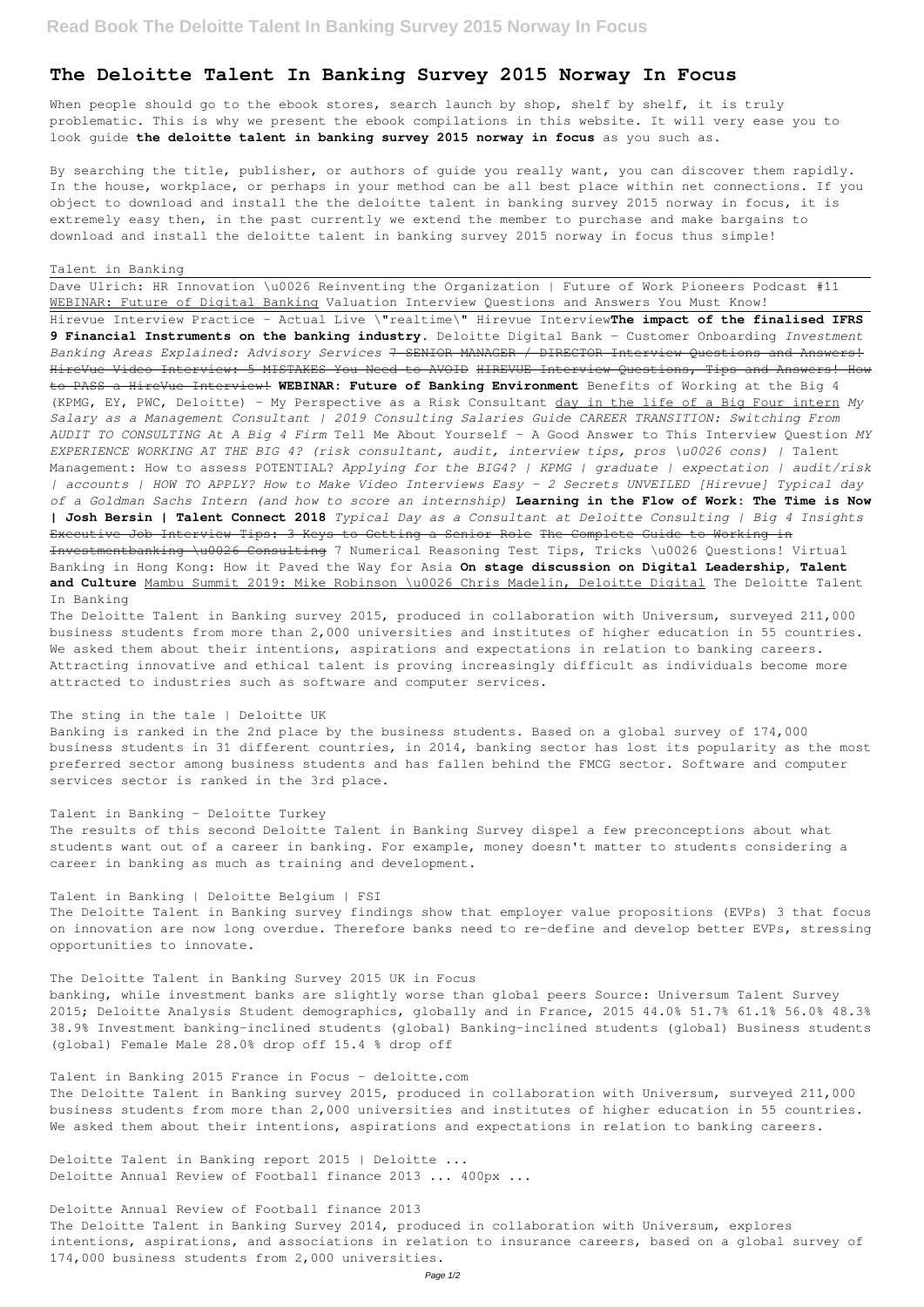# The Deloitte Talent In Banking Survey 2015 Norway In Focus

When people should go to the ebook stores, search launch by shop, shelf by shelf, it is truly problematic. This is why we present the ebook compilations in this website. It will very ease you to look guide **the deloitte talent in banking survey 2015 norway in focus** as you such as.

By searching the title, publisher, or authors of guide you really want, you can discover them rapidly. In the house, workplace, or perhaps in your method can be all best place within net connections. If you object to download and install the the deloitte talent in banking survey 2015 norway in focus, it is extremely easy then, in the past currently we extend the member to purchase and make bargains to download and install the deloitte talent in banking survey 2015 norway in focus thus simple!

Talent in Banking

Dave Ulrich: HR Innovation \u0026 Reinventing the Organization | Future of Work Pioneers Podcast #11 WEBINAR: Future of Digital Banking Valuation Interview Questions and Answers You Must Know! Hirevue Interview Practice - Actual Live \"realtime\" Hirevue Interview**The impact of the finalised IFRS 9 Financial Instruments on the banking industry.** Deloitte Digital Bank - Customer Onboarding *Investment Banking Areas Explained: Advisory Services* ~~7 SENIOR MANAGER / DIRECTOR Interview Questions and Answers! HireVue Video Interview: 5 MISTAKES You Need to AVOID HIREVUE Interview Questions, Tips and Answers! How to PASS a HireVue Interview!~~ **WEBINAR: Future of Banking Environment** Benefits of Working at the Big 4 (KPMG, EY, PWC, Deloitte) - My Perspective as a Risk Consultant day in the life of a Big Four intern *My Salary as a Management Consultant | 2019 Consulting Salaries Guide CAREER TRANSITION: Switching From AUDIT TO CONSULTING At A Big 4 Firm* Tell Me About Yourself - A Good Answer to This Interview Question *MY EXPERIENCE WORKING AT THE BIG 4? (risk consultant, audit, interview tips, pros \u0026 cons) |* Talent Management: How to assess POTENTIAL? *Applying for the BIG4? | KPMG | graduate | expectation | audit/risk | accounts | HOW TO APPLY? How to Make Video Interviews Easy - 2 Secrets UNVEILED [Hirevue] Typical day of a Goldman Sachs Intern (and how to score an internship)* **Learning in the Flow of Work: The Time is Now | Josh Bersin | Talent Connect 2018** *Typical Day as a Consultant at Deloitte Consulting | Big 4 Insights* ~~Executive Job Interview Tips: 3 Keys to Getting a Senior Role The Complete Guide to Working in Investmentbanking \u0026 Consulting~~ 7 Numerical Reasoning Test Tips, Tricks \u0026 Questions! Virtual Banking in Hong Kong: How it Paved the Way for Asia **On stage discussion on Digital Leadership, Talent and Culture** Mambu Summit 2019: Mike Robinson \u0026 Chris Madelin, Deloitte Digital The Deloitte Talent In Banking

The Deloitte Talent in Banking survey 2015, produced in collaboration with Universum, surveyed 211,000 business students from more than 2,000 universities and institutes of higher education in 55 countries. We asked them about their intentions, aspirations and expectations in relation to banking careers. Attracting innovative and ethical talent is proving increasingly difficult as individuals become more attracted to industries such as software and computer services.

The sting in the tale | Deloitte UK

Banking is ranked in the 2nd place by the business students. Based on a global survey of 174,000 business students in 31 different countries, in 2014, banking sector has lost its popularity as the most preferred sector among business students and has fallen behind the FMCG sector. Software and computer services sector is ranked in the 3rd place.

Talent in Banking - Deloitte Turkey

The results of this second Deloitte Talent in Banking Survey dispel a few preconceptions about what students want out of a career in banking. For example, money doesn't matter to students considering a career in banking as much as training and development.

Talent in Banking | Deloitte Belgium | FSI

The Deloitte Talent in Banking survey findings show that employer value propositions (EVPs) 3 that focus on innovation are now long overdue. Therefore banks need to re-define and develop better EVPs, stressing opportunities to innovate.

The Deloitte Talent in Banking Survey 2015 UK in Focus

banking, while investment banks are slightly worse than global peers Source: Universum Talent Survey 2015; Deloitte Analysis Student demographics, globally and in France, 2015 44.0% 51.7% 61.1% 56.0% 48.3% 38.9% Investment banking-inclined students (global) Banking-inclined students (global) Business students (global) Female Male 28.0% drop off 15.4 % drop off

Talent in Banking 2015 France in Focus - deloitte.com

The Deloitte Talent in Banking survey 2015, produced in collaboration with Universum, surveyed 211,000 business students from more than 2,000 universities and institutes of higher education in 55 countries. We asked them about their intentions, aspirations and expectations in relation to banking careers.

Deloitte Talent in Banking report 2015 | Deloitte ...
Deloitte Annual Review of Football finance 2013 ... 400px ...

Deloitte Annual Review of Football finance 2013

The Deloitte Talent in Banking Survey 2014, produced in collaboration with Universum, explores intentions, aspirations, and associations in relation to insurance careers, based on a global survey of 174,000 business students from 2,000 universities.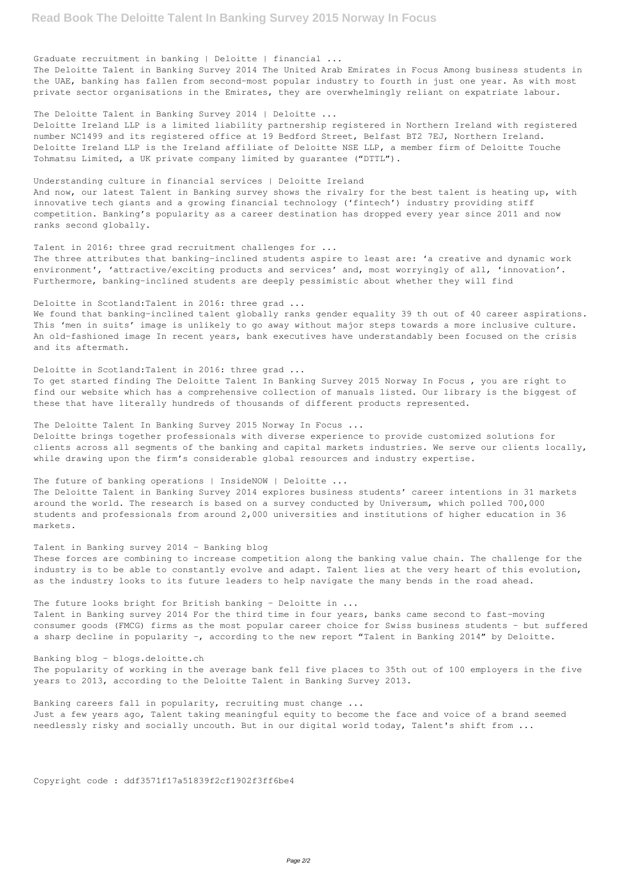Graduate recruitment in banking | Deloitte | financial ...

The Deloitte Talent in Banking Survey 2014 The United Arab Emirates in Focus Among business students in the UAE, banking has fallen from second-most popular industry to fourth in just one year. As with most private sector organisations in the Emirates, they are overwhelmingly reliant on expatriate labour.

The Deloitte Talent in Banking Survey 2014 | Deloitte ...

Deloitte Ireland LLP is a limited liability partnership registered in Northern Ireland with registered number NC1499 and its registered office at 19 Bedford Street, Belfast BT2 7EJ, Northern Ireland. Deloitte Ireland LLP is the Ireland affiliate of Deloitte NSE LLP, a member firm of Deloitte Touche Tohmatsu Limited, a UK private company limited by guarantee ("DTTL").

Understanding culture in financial services | Deloitte Ireland

And now, our latest Talent in Banking survey shows the rivalry for the best talent is heating up, with innovative tech giants and a growing financial technology ('fintech') industry providing stiff competition. Banking's popularity as a career destination has dropped every year since 2011 and now ranks second globally.

Talent in 2016: three grad recruitment challenges for ...

The three attributes that banking-inclined students aspire to least are: 'a creative and dynamic work environment', 'attractive/exciting products and services' and, most worryingly of all, 'innovation'. Furthermore, banking-inclined students are deeply pessimistic about whether they will find

Deloitte in Scotland:Talent in 2016: three grad ...

We found that banking-inclined talent globally ranks gender equality 39 th out of 40 career aspirations. This 'men in suits' image is unlikely to go away without major steps towards a more inclusive culture. An old-fashioned image In recent years, bank executives have understandably been focused on the crisis and its aftermath.

Deloitte in Scotland:Talent in 2016: three grad ...

To get started finding The Deloitte Talent In Banking Survey 2015 Norway In Focus , you are right to find our website which has a comprehensive collection of manuals listed. Our library is the biggest of these that have literally hundreds of thousands of different products represented.

The Deloitte Talent In Banking Survey 2015 Norway In Focus ...

Deloitte brings together professionals with diverse experience to provide customized solutions for clients across all segments of the banking and capital markets industries. We serve our clients locally, while drawing upon the firm's considerable global resources and industry expertise.

The future of banking operations | InsideNOW | Deloitte ...

The Deloitte Talent in Banking Survey 2014 explores business students' career intentions in 31 markets around the world. The research is based on a survey conducted by Universum, which polled 700,000 students and professionals from around 2,000 universities and institutions of higher education in 36 markets.

Talent in Banking survey 2014 - Banking blog

These forces are combining to increase competition along the banking value chain. The challenge for the industry is to be able to constantly evolve and adapt. Talent lies at the very heart of this evolution, as the industry looks to its future leaders to help navigate the many bends in the road ahead.

The future looks bright for British banking - Deloitte in ...

Talent in Banking survey 2014 For the third time in four years, banks came second to fast-moving consumer goods (FMCG) firms as the most popular career choice for Swiss business students – but suffered a sharp decline in popularity –, according to the new report "Talent in Banking 2014" by Deloitte.

Banking blog - blogs.deloitte.ch

The popularity of working in the average bank fell five places to 35th out of 100 employers in the five years to 2013, according to the Deloitte Talent in Banking Survey 2013.

Banking careers fall in popularity, recruiting must change ...

Just a few years ago, Talent taking meaningful equity to become the face and voice of a brand seemed needlessly risky and socially uncouth. But in our digital world today, Talent's shift from ...

Copyright code : ddf3571f17a51839f2cf1902f3ff6be4